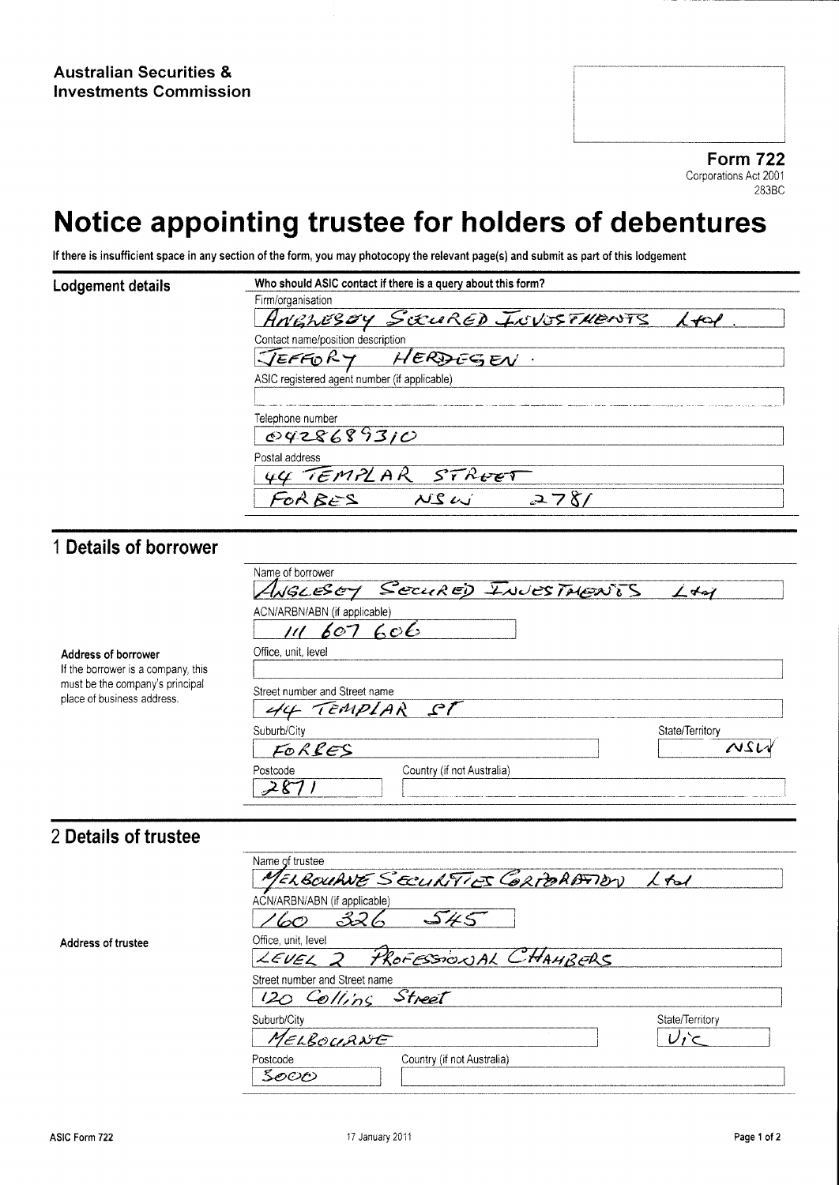**Australian Securities & Investments Commission**

**Form 722**
Corporations Act 2001
283BC

# Notice appointing trustee for holders of debentures

**If there is insufficient space in any section of the form, you may photocopy the relevant page(s) and submit as part of this lodgement**

## Lodgement details

**Who should ASIC contact if there is a query about this form?**

Firm/organisation
ANGLESEY SECURED INVESTMENTS Ltd.

Contact name/position description
JEFFORY HERDEGEN.

ASIC registered agent number (if applicable)

Telephone number
0428689310

Postal address
44 TEMPLAR STREET
FORBES NSW 2781

## 1 Details of borrower

Name of borrower
ANGLESEY SECURED INVESTMENTS Ltd

ACN/ARBN/ABN (if applicable)
111 607 606

**Address of borrower**
If the borrower is a company, this must be the company's principal place of business address.

Office, unit, level

Street number and Street name
44 TEMPLAR ST

Suburb/City
FORBES

State/Territory
NSW

Postcode
2871

Country (if not Australia)

## 2 Details of trustee

Name of trustee
MELBOURNE SECURITIES CORPORATION Ltd

ACN/ARBN/ABN (if applicable)
160 326 545

**Address of trustee**

Office, unit, level
LEVEL 2 PROFESSIONAL CHAMBERS

Street number and Street name
120 Collins Street

Suburb/City
MELBOURNE

State/Territory
Vic

Postcode
3000

Country (if not Australia)

ASIC Form 722 17 January 2011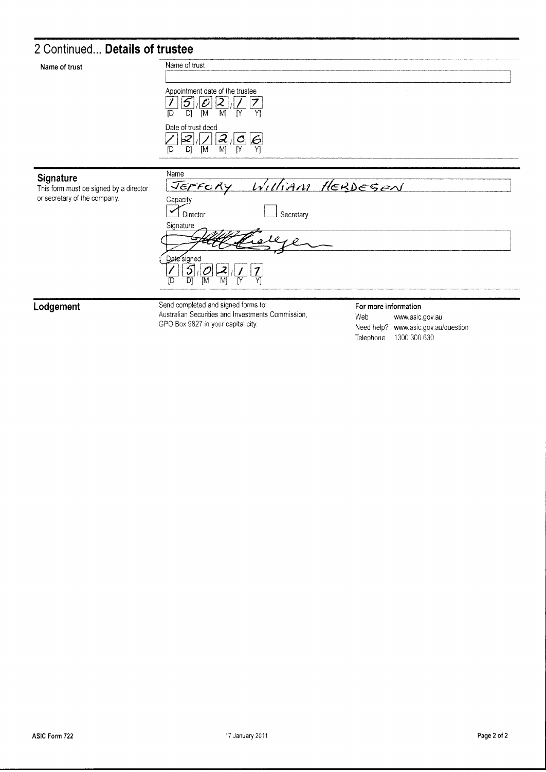## 2 Continued... Details of trustee

**Name of trust**

Name of trust

Appointment date of the trustee

15/02/17
[D D] [M M] [Y Y]

Date of trust deed

12/12/06
[D D] [M M] [Y Y]

## Signature

This form must be signed by a director or secretary of the company.

Name

JEFFORY WILLIAM HERDESEN

Capacity

☑ Director ☐ Secretary

Signature

Date signed

15/02/17
[D D] [M M] [Y Y]

## Lodgement

Send completed and signed forms to:
Australian Securities and Investments Commission,
GPO Box 9827 in your capital city.

**For more information**

Web www.asic.gov.au
Need help? www.asic.gov.au/question
Telephone 1300 300 630

ASIC Form 722 17 January 2011